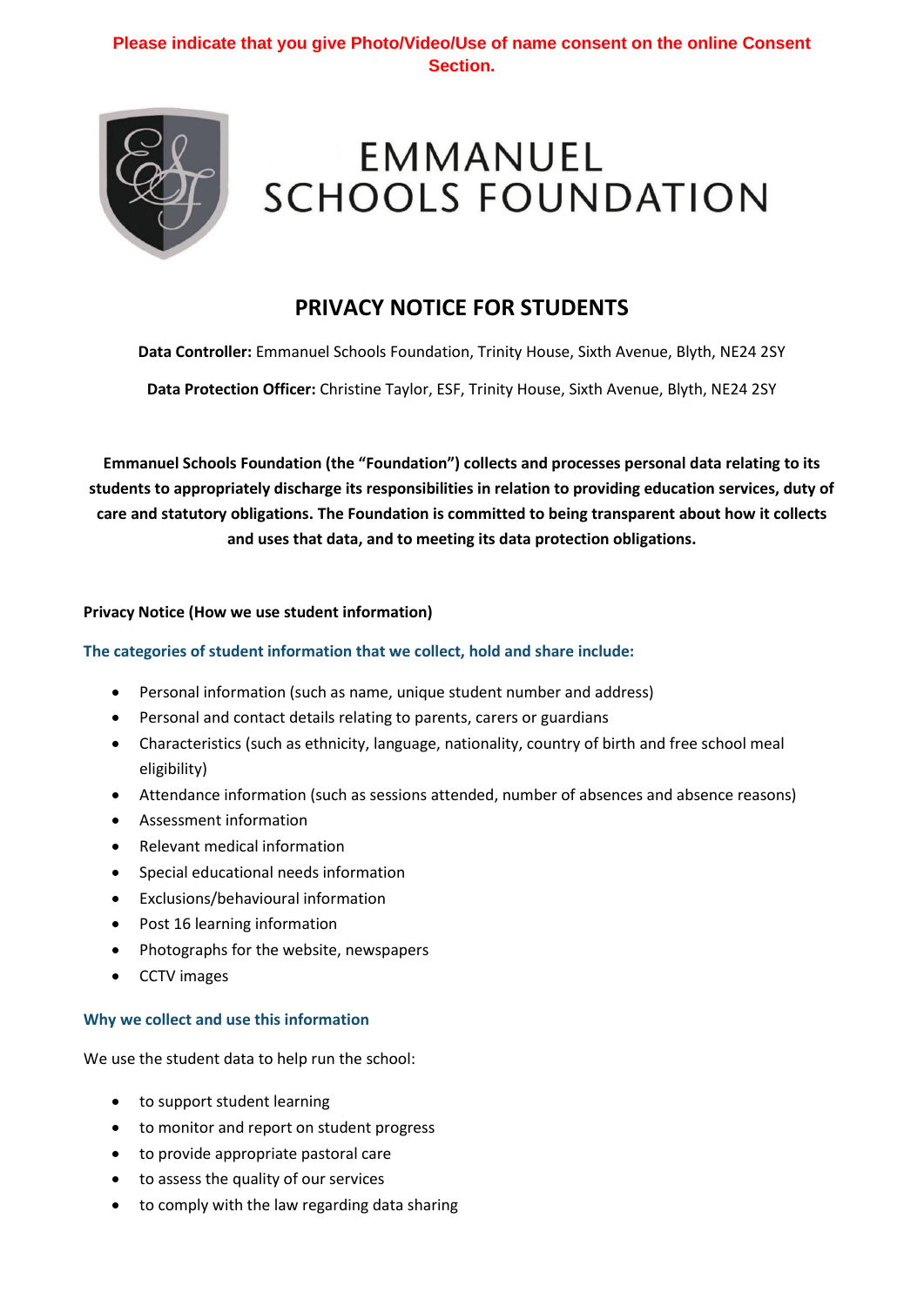**Please indicate that you give Photo/Video/Use of name consent on the online Consent Section.**

EMMANUEL SCHOOLS FOUNDATION

# PRIVACY NOTICE FOR STUDENTS

**Data Controller:** Emmanuel Schools Foundation, Trinity House, Sixth Avenue, Blyth, NE24 2SY

**Data Protection Officer:** Christine Taylor, ESF, Trinity House, Sixth Avenue, Blyth, NE24 2SY

**Emmanuel Schools Foundation (the "Foundation") collects and processes personal data relating to its students to appropriately discharge its responsibilities in relation to providing education services, duty of care and statutory obligations. The Foundation is committed to being transparent about how it collects and uses that data, and to meeting its data protection obligations.**

**Privacy Notice (How we use student information)**

### The categories of student information that we collect, hold and share include:

- Personal information (such as name, unique student number and address)
- Personal and contact details relating to parents, carers or guardians
- Characteristics (such as ethnicity, language, nationality, country of birth and free school meal eligibility)
- Attendance information (such as sessions attended, number of absences and absence reasons)
- Assessment information
- Relevant medical information
- Special educational needs information
- Exclusions/behavioural information
- Post 16 learning information
- Photographs for the website, newspapers
- CCTV images

### Why we collect and use this information

We use the student data to help run the school:

- to support student learning
- to monitor and report on student progress
- to provide appropriate pastoral care
- to assess the quality of our services
- to comply with the law regarding data sharing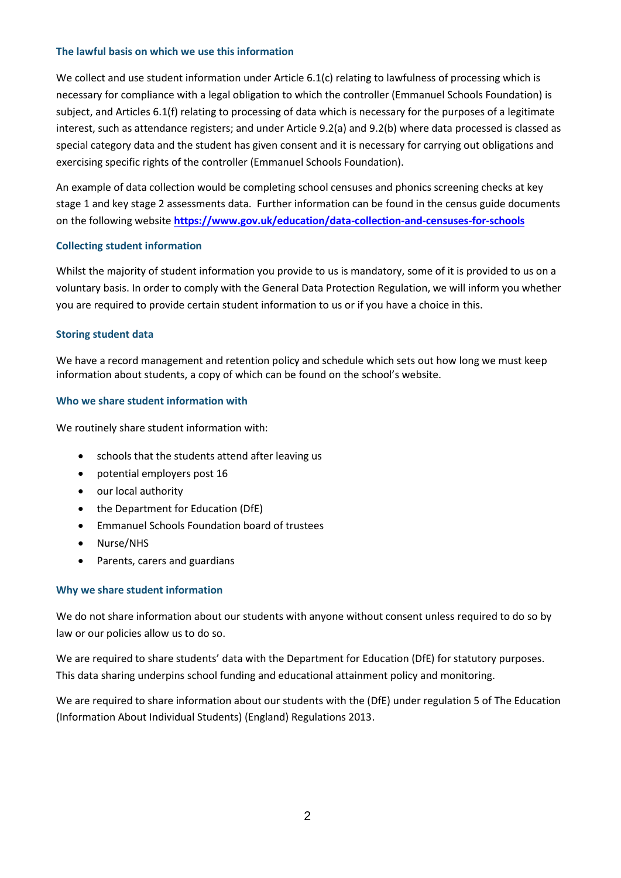### The lawful basis on which we use this information

We collect and use student information under Article 6.1(c) relating to lawfulness of processing which is necessary for compliance with a legal obligation to which the controller (Emmanuel Schools Foundation) is subject, and Articles 6.1(f) relating to processing of data which is necessary for the purposes of a legitimate interest, such as attendance registers; and under Article 9.2(a) and 9.2(b) where data processed is classed as special category data and the student has given consent and it is necessary for carrying out obligations and exercising specific rights of the controller (Emmanuel Schools Foundation).

An example of data collection would be completing school censuses and phonics screening checks at key stage 1 and key stage 2 assessments data. Further information can be found in the census guide documents on the following website **https://www.gov.uk/education/data-collection-and-censuses-for-schools**

### Collecting student information

Whilst the majority of student information you provide to us is mandatory, some of it is provided to us on a voluntary basis. In order to comply with the General Data Protection Regulation, we will inform you whether you are required to provide certain student information to us or if you have a choice in this.

### Storing student data

We have a record management and retention policy and schedule which sets out how long we must keep information about students, a copy of which can be found on the school's website.

### Who we share student information with

We routinely share student information with:

- schools that the students attend after leaving us
- potential employers post 16
- our local authority
- the Department for Education (DfE)
- Emmanuel Schools Foundation board of trustees
- Nurse/NHS
- Parents, carers and guardians

### Why we share student information

We do not share information about our students with anyone without consent unless required to do so by law or our policies allow us to do so.

We are required to share students' data with the Department for Education (DfE) for statutory purposes. This data sharing underpins school funding and educational attainment policy and monitoring.

We are required to share information about our students with the (DfE) under regulation 5 of The Education (Information About Individual Students) (England) Regulations 2013.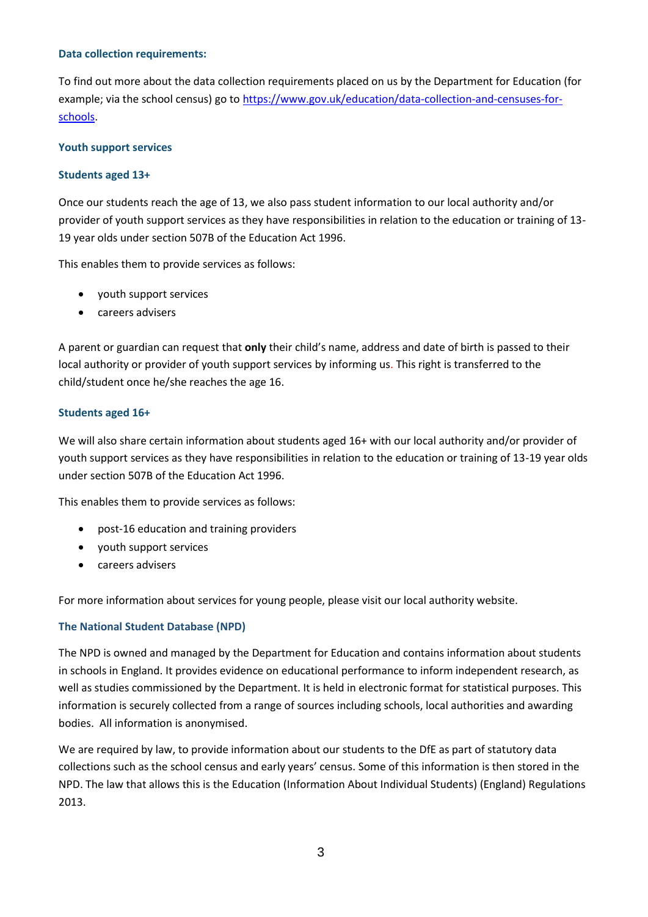### Data collection requirements:

To find out more about the data collection requirements placed on us by the Department for Education (for example; via the school census) go to [https://www.gov.uk/education/data-collection-and-censuses-for-schools](https://www.gov.uk/education/data-collection-and-censuses-for-schools).

### Youth support services

### Students aged 13+

Once our students reach the age of 13, we also pass student information to our local authority and/or provider of youth support services as they have responsibilities in relation to the education or training of 13-19 year olds under section 507B of the Education Act 1996.

This enables them to provide services as follows:

- youth support services
- careers advisers

A parent or guardian can request that **only** their child's name, address and date of birth is passed to their local authority or provider of youth support services by informing us. This right is transferred to the child/student once he/she reaches the age 16.

### Students aged 16+

We will also share certain information about students aged 16+ with our local authority and/or provider of youth support services as they have responsibilities in relation to the education or training of 13-19 year olds under section 507B of the Education Act 1996.

This enables them to provide services as follows:

- post-16 education and training providers
- youth support services
- careers advisers

For more information about services for young people, please visit our local authority website.

### The National Student Database (NPD)

The NPD is owned and managed by the Department for Education and contains information about students in schools in England. It provides evidence on educational performance to inform independent research, as well as studies commissioned by the Department. It is held in electronic format for statistical purposes. This information is securely collected from a range of sources including schools, local authorities and awarding bodies. All information is anonymised.

We are required by law, to provide information about our students to the DfE as part of statutory data collections such as the school census and early years' census. Some of this information is then stored in the NPD. The law that allows this is the Education (Information About Individual Students) (England) Regulations 2013.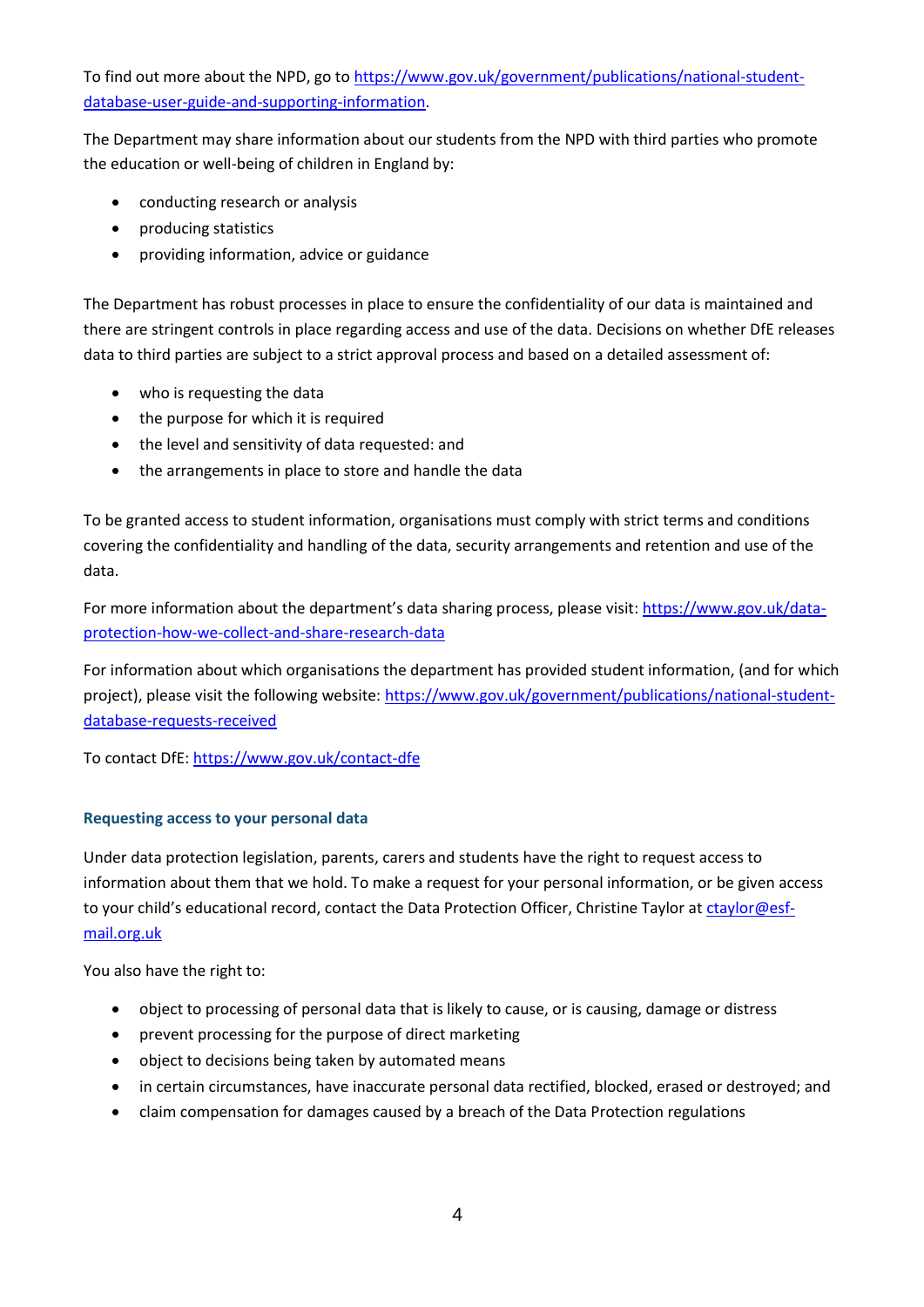To find out more about the NPD, go to [https://www.gov.uk/government/publications/national-student-database-user-guide-and-supporting-information](https://www.gov.uk/government/publications/national-student-database-user-guide-and-supporting-information).

The Department may share information about our students from the NPD with third parties who promote the education or well-being of children in England by:

- conducting research or analysis
- producing statistics
- providing information, advice or guidance

The Department has robust processes in place to ensure the confidentiality of our data is maintained and there are stringent controls in place regarding access and use of the data. Decisions on whether DfE releases data to third parties are subject to a strict approval process and based on a detailed assessment of:

- who is requesting the data
- the purpose for which it is required
- the level and sensitivity of data requested: and
- the arrangements in place to store and handle the data

To be granted access to student information, organisations must comply with strict terms and conditions covering the confidentiality and handling of the data, security arrangements and retention and use of the data.

For more information about the department's data sharing process, please visit: [https://www.gov.uk/data-protection-how-we-collect-and-share-research-data](https://www.gov.uk/data-protection-how-we-collect-and-share-research-data)

For information about which organisations the department has provided student information, (and for which project), please visit the following website: [https://www.gov.uk/government/publications/national-student-database-requests-received](https://www.gov.uk/government/publications/national-student-database-requests-received)

To contact DfE: [https://www.gov.uk/contact-dfe](https://www.gov.uk/contact-dfe)

### Requesting access to your personal data

Under data protection legislation, parents, carers and students have the right to request access to information about them that we hold. To make a request for your personal information, or be given access to your child's educational record, contact the Data Protection Officer, Christine Taylor at [ctaylor@esf-mail.org.uk](mailto:ctaylor@esf-mail.org.uk)

You also have the right to:

- object to processing of personal data that is likely to cause, or is causing, damage or distress
- prevent processing for the purpose of direct marketing
- object to decisions being taken by automated means
- in certain circumstances, have inaccurate personal data rectified, blocked, erased or destroyed; and
- claim compensation for damages caused by a breach of the Data Protection regulations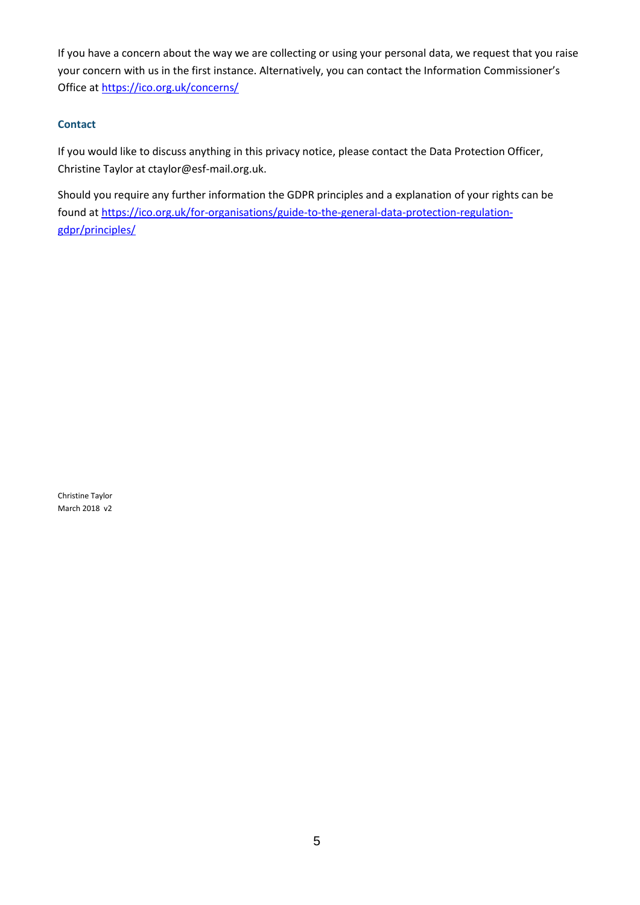If you have a concern about the way we are collecting or using your personal data, we request that you raise your concern with us in the first instance. Alternatively, you can contact the Information Commissioner's Office at https://ico.org.uk/concerns/

### Contact

If you would like to discuss anything in this privacy notice, please contact the Data Protection Officer, Christine Taylor at ctaylor@esf-mail.org.uk.

Should you require any further information the GDPR principles and a explanation of your rights can be found at https://ico.org.uk/for-organisations/guide-to-the-general-data-protection-regulation-gdpr/principles/

Christine Taylor
March 2018 v2